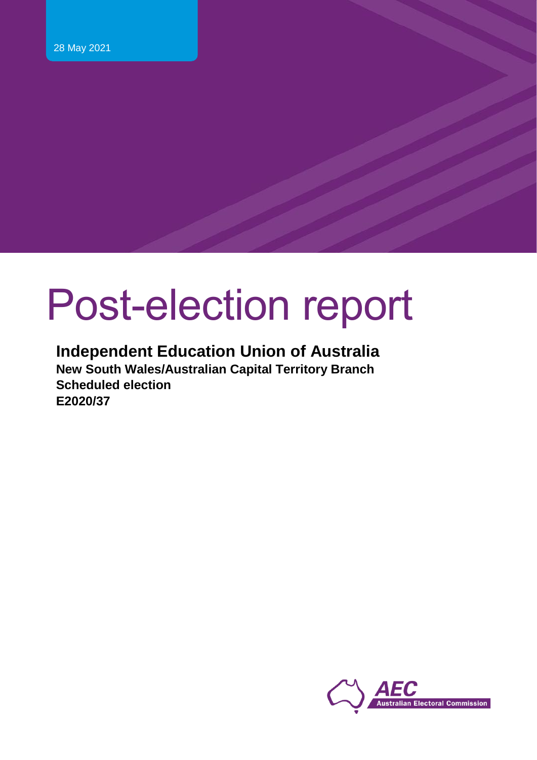28 May 2021

# Post-election report

**Independent Education Union of Australia**
**New South Wales/Australian Capital Territory Branch**
**Scheduled election**
**E2020/37**

AEC Australian Electoral Commission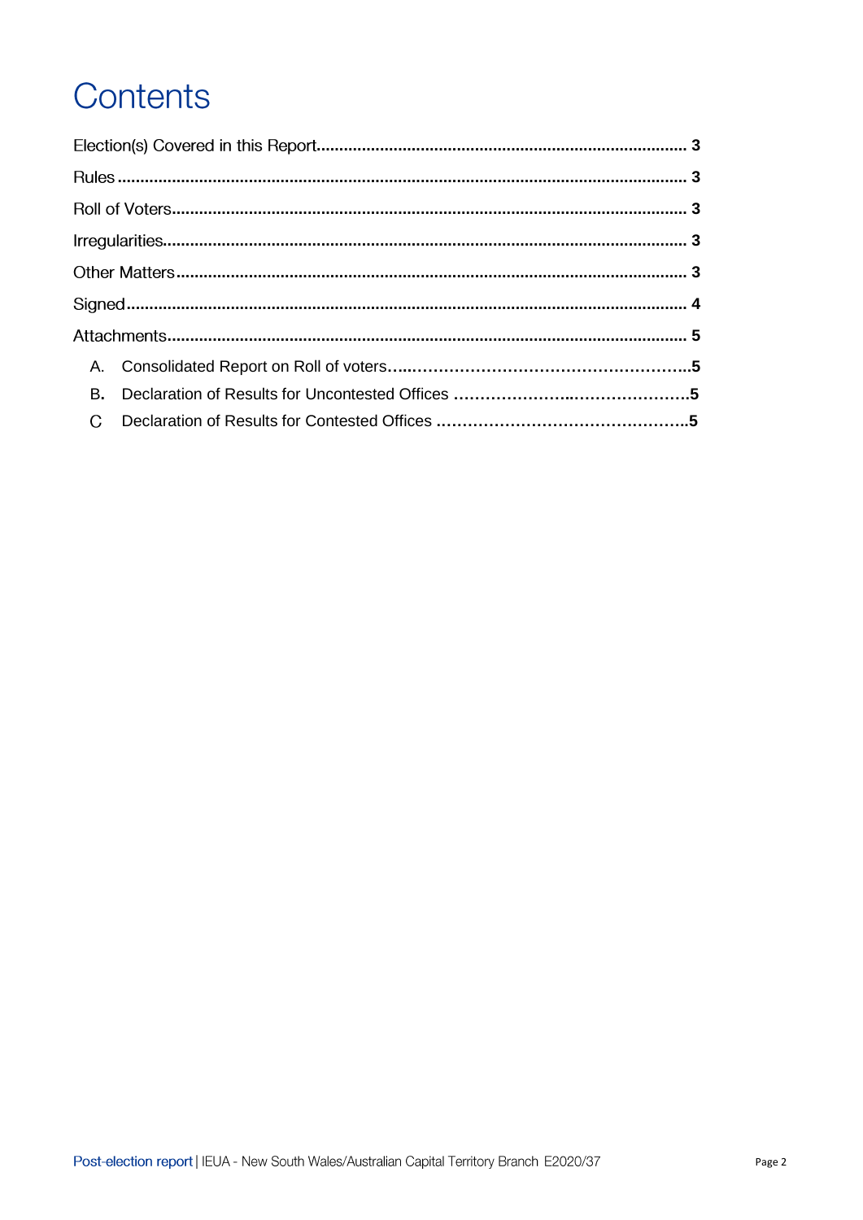# Contents

Election(s) Covered in this Report........................................................................... 3

Rules ........................................................................................................................ 3

Roll of Voters............................................................................................................ 3

Irregularities.............................................................................................................. 3

Other Matters ........................................................................................................... 3

Signed....................................................................................................................... 4

Attachments.............................................................................................................. 5

A. Consolidated Report on Roll of voters…...……………………………………………..5

B. Declaration of Results for Uncontested Offices ………………….…………………..5

C Declaration of Results for Contested Offices ………………………………………..5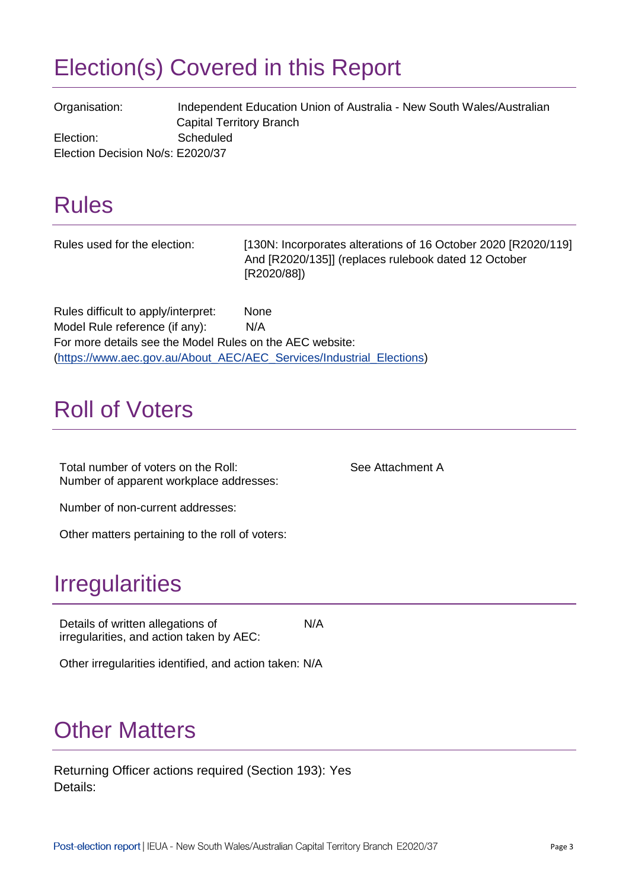# Election(s) Covered in this Report

Organisation: Independent Education Union of Australia - New South Wales/Australian Capital Territory Branch

Election: Scheduled

Election Decision No/s: E2020/37

# Rules

Rules used for the election: [130N: Incorporates alterations of 16 October 2020 [R2020/119] And [R2020/135]] (replaces rulebook dated 12 October [R2020/88])

Rules difficult to apply/interpret: None

Model Rule reference (if any): N/A

For more details see the Model Rules on the AEC website:
(https://www.aec.gov.au/About_AEC/AEC_Services/Industrial_Elections)

# Roll of Voters

Total number of voters on the Roll: See Attachment A

Number of apparent workplace addresses:

Number of non-current addresses:

Other matters pertaining to the roll of voters:

# Irregularities

Details of written allegations of irregularities, and action taken by AEC: N/A

Other irregularities identified, and action taken: N/A

# Other Matters

Returning Officer actions required (Section 193): Yes

Details: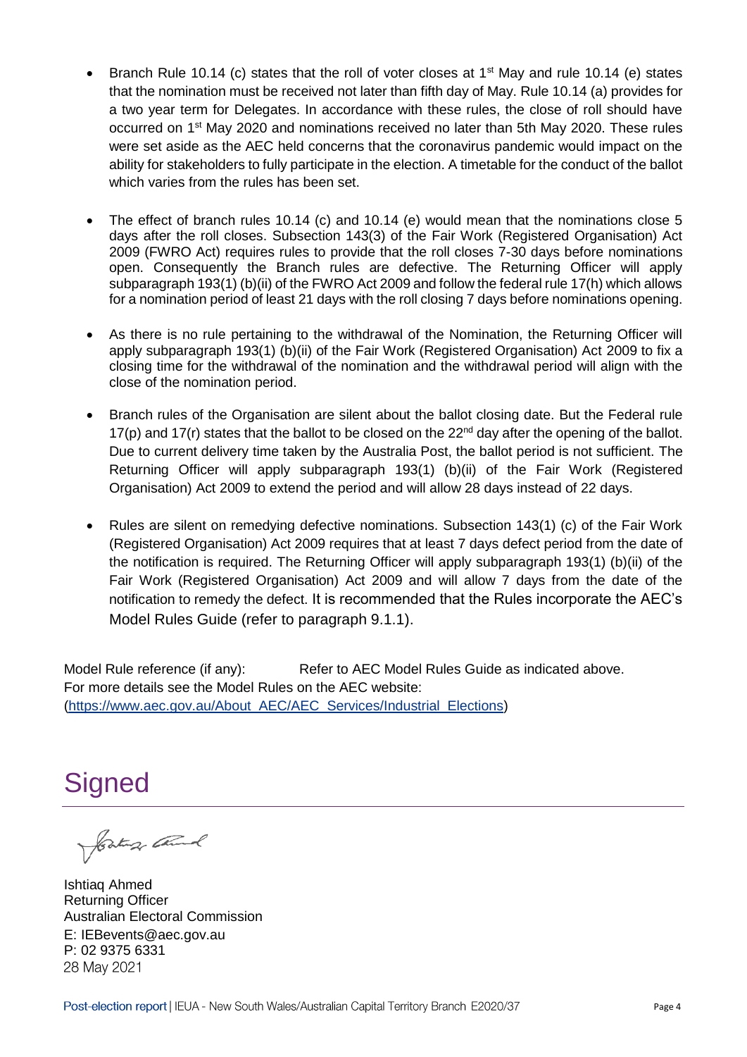- Branch Rule 10.14 (c) states that the roll of voter closes at 1st May and rule 10.14 (e) states that the nomination must be received not later than fifth day of May. Rule 10.14 (a) provides for a two year term for Delegates. In accordance with these rules, the close of roll should have occurred on 1st May 2020 and nominations received no later than 5th May 2020. These rules were set aside as the AEC held concerns that the coronavirus pandemic would impact on the ability for stakeholders to fully participate in the election. A timetable for the conduct of the ballot which varies from the rules has been set.

- The effect of branch rules 10.14 (c) and 10.14 (e) would mean that the nominations close 5 days after the roll closes. Subsection 143(3) of the Fair Work (Registered Organisation) Act 2009 (FWRO Act) requires rules to provide that the roll closes 7-30 days before nominations open. Consequently the Branch rules are defective. The Returning Officer will apply subparagraph 193(1) (b)(ii) of the FWRO Act 2009 and follow the federal rule 17(h) which allows for a nomination period of least 21 days with the roll closing 7 days before nominations opening.

- As there is no rule pertaining to the withdrawal of the Nomination, the Returning Officer will apply subparagraph 193(1) (b)(ii) of the Fair Work (Registered Organisation) Act 2009 to fix a closing time for the withdrawal of the nomination and the withdrawal period will align with the close of the nomination period.

- Branch rules of the Organisation are silent about the ballot closing date. But the Federal rule 17(p) and 17(r) states that the ballot to be closed on the 22nd day after the opening of the ballot. Due to current delivery time taken by the Australia Post, the ballot period is not sufficient. The Returning Officer will apply subparagraph 193(1) (b)(ii) of the Fair Work (Registered Organisation) Act 2009 to extend the period and will allow 28 days instead of 22 days.

- Rules are silent on remedying defective nominations. Subsection 143(1) (c) of the Fair Work (Registered Organisation) Act 2009 requires that at least 7 days defect period from the date of the notification is required. The Returning Officer will apply subparagraph 193(1) (b)(ii) of the Fair Work (Registered Organisation) Act 2009 and will allow 7 days from the date of the notification to remedy the defect. It is recommended that the Rules incorporate the AEC's Model Rules Guide (refer to paragraph 9.1.1).

Model Rule reference (if any): Refer to AEC Model Rules Guide as indicated above.
For more details see the Model Rules on the AEC website:
(https://www.aec.gov.au/About_AEC/AEC_Services/Industrial_Elections)

# Signed

Ishtiaq Ahmed
Returning Officer
Australian Electoral Commission
E: IEBevents@aec.gov.au
P: 02 9375 6331
28 May 2021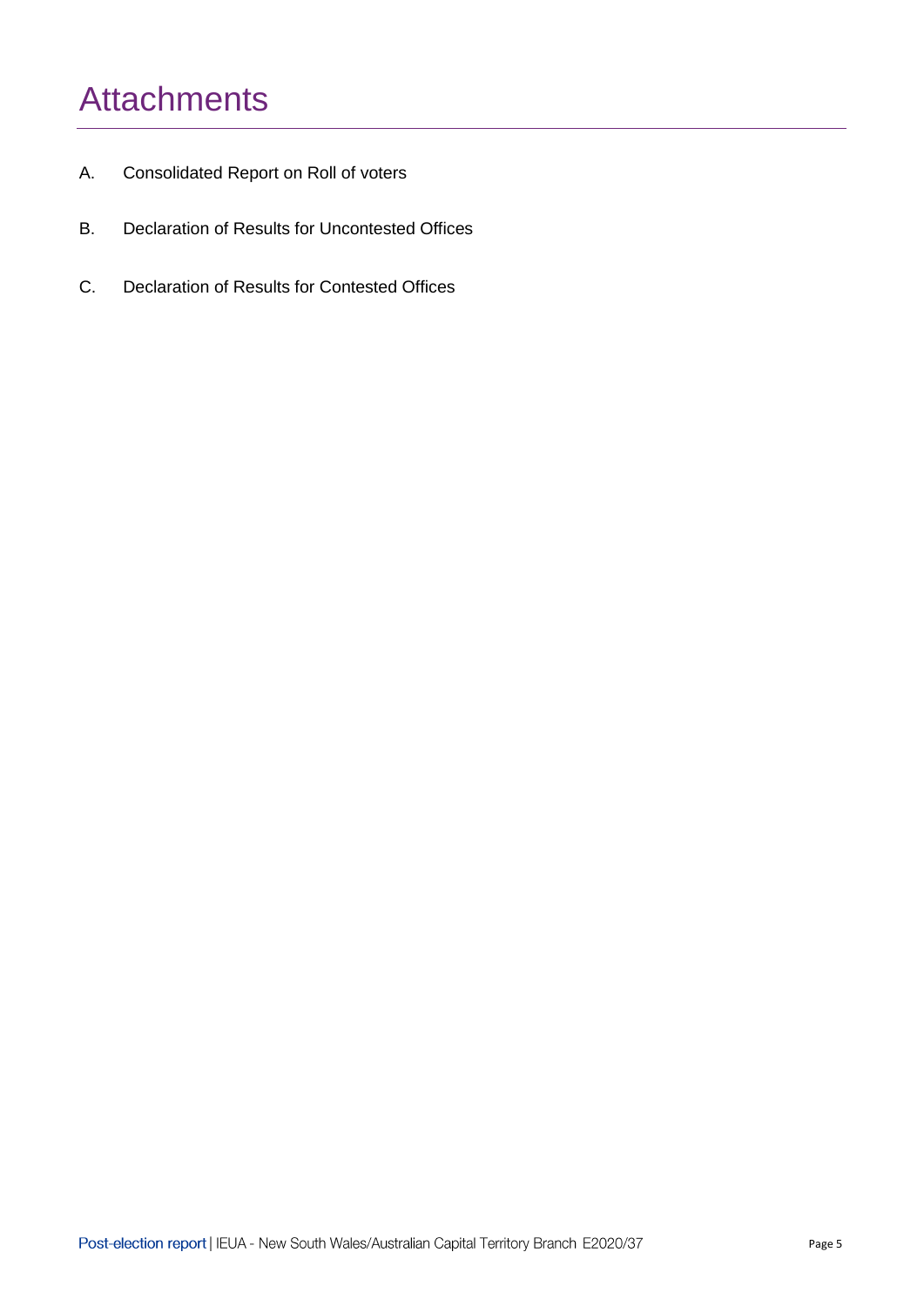# Attachments

A. Consolidated Report on Roll of voters

B. Declaration of Results for Uncontested Offices

C. Declaration of Results for Contested Offices